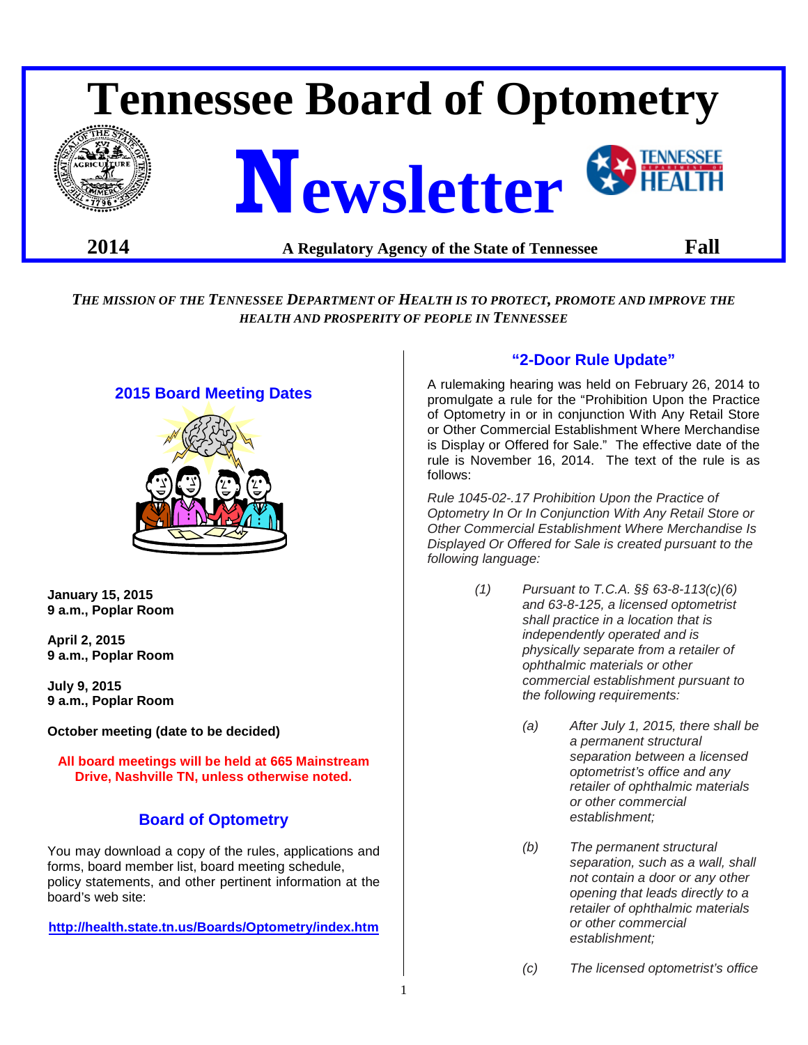# Tennessee Board of Optometry Newsletter

**2014** — **A Regulatory Agency of the State of Tennessee** — **Fall**

*THE MISSION OF THE TENNESSEE DEPARTMENT OF HEALTH IS TO PROTECT, PROMOTE AND IMPROVE THE HEALTH AND PROSPERITY OF PEOPLE IN TENNESSEE*

## 2015 Board Meeting Dates

**January 15, 2015**
**9 a.m., Poplar Room**

**April 2, 2015**
**9 a.m., Poplar Room**

**July 9, 2015**
**9 a.m., Poplar Room**

**October meeting (date to be decided)**

**All board meetings will be held at 665 Mainstream Drive, Nashville TN, unless otherwise noted.**

## Board of Optometry

You may download a copy of the rules, applications and forms, board member list, board meeting schedule, policy statements, and other pertinent information at the board's web site:

**http://health.state.tn.us/Boards/Optometry/index.htm**

## "2-Door Rule Update"

A rulemaking hearing was held on February 26, 2014 to promulgate a rule for the "Prohibition Upon the Practice of Optometry in or in conjunction With Any Retail Store or Other Commercial Establishment Where Merchandise is Display or Offered for Sale." The effective date of the rule is November 16, 2014. The text of the rule is as follows:

*Rule 1045-02-.17 Prohibition Upon the Practice of Optometry In Or In Conjunction With Any Retail Store or Other Commercial Establishment Where Merchandise Is Displayed Or Offered for Sale is created pursuant to the following language:*

*(1) Pursuant to T.C.A. §§ 63-8-113(c)(6) and 63-8-125, a licensed optometrist shall practice in a location that is independently operated and is physically separate from a retailer of ophthalmic materials or other commercial establishment pursuant to the following requirements:*

*(a) After July 1, 2015, there shall be a permanent structural separation between a licensed optometrist's office and any retailer of ophthalmic materials or other commercial establishment;*

*(b) The permanent structural separation, such as a wall, shall not contain a door or any other opening that leads directly to a retailer of ophthalmic materials or other commercial establishment;*

*(c) The licensed optometrist's office*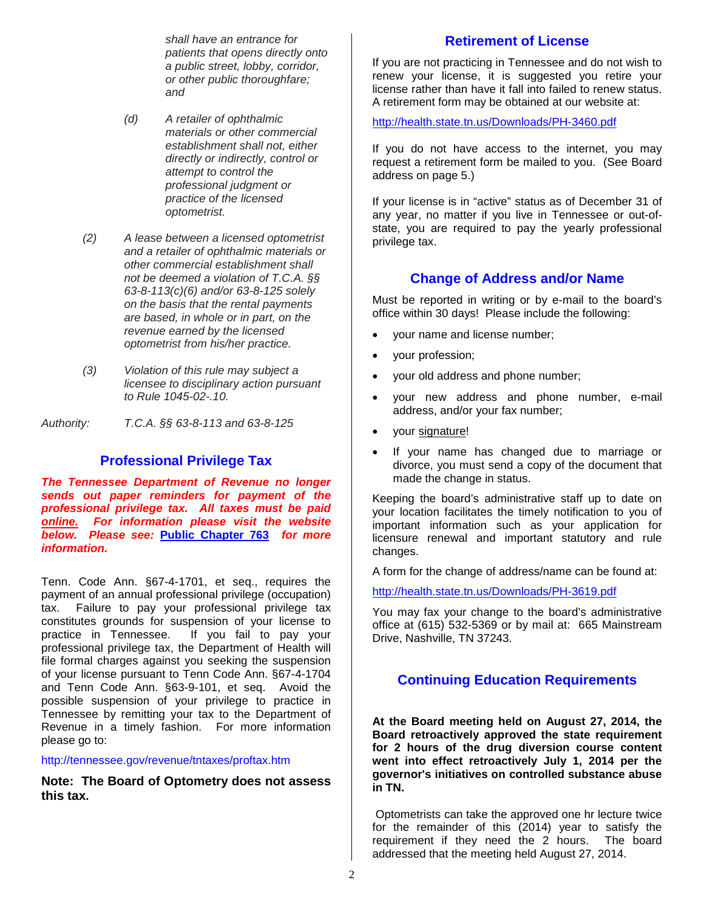*shall have an entrance for patients that opens directly onto a public street, lobby, corridor, or other public thoroughfare; and*

*(d) A retailer of ophthalmic materials or other commercial establishment shall not, either directly or indirectly, control or attempt to control the professional judgment or practice of the licensed optometrist.*

*(2) A lease between a licensed optometrist and a retailer of ophthalmic materials or other commercial establishment shall not be deemed a violation of T.C.A. §§ 63-8-113(c)(6) and/or 63-8-125 solely on the basis that the rental payments are based, in whole or in part, on the revenue earned by the licensed optometrist from his/her practice.*

*(3) Violation of this rule may subject a licensee to disciplinary action pursuant to Rule 1045-02-.10.*

*Authority: T.C.A. §§ 63-8-113 and 63-8-125*

## Professional Privilege Tax

***The Tennessee Department of Revenue no longer sends out paper reminders for payment of the professional privilege tax. All taxes must be paid online. For information please visit the website below. Please see: Public Chapter 763 for more information.***

Tenn. Code Ann. §67-4-1701, et seq., requires the payment of an annual professional privilege (occupation) tax. Failure to pay your professional privilege tax constitutes grounds for suspension of your license to practice in Tennessee. If you fail to pay your professional privilege tax, the Department of Health will file formal charges against you seeking the suspension of your license pursuant to Tenn Code Ann. §67-4-1704 and Tenn Code Ann. §63-9-101, et seq. Avoid the possible suspension of your privilege to practice in Tennessee by remitting your tax to the Department of Revenue in a timely fashion. For more information please go to:

http://tennessee.gov/revenue/tntaxes/proftax.htm

**Note: The Board of Optometry does not assess this tax.**

## Retirement of License

If you are not practicing in Tennessee and do not wish to renew your license, it is suggested you retire your license rather than have it fall into failed to renew status. A retirement form may be obtained at our website at:

http://health.state.tn.us/Downloads/PH-3460.pdf

If you do not have access to the internet, you may request a retirement form be mailed to you. (See Board address on page 5.)

If your license is in "active" status as of December 31 of any year, no matter if you live in Tennessee or out-of-state, you are required to pay the yearly professional privilege tax.

## Change of Address and/or Name

Must be reported in writing or by e-mail to the board's office within 30 days! Please include the following:

- your name and license number;
- your profession;
- your old address and phone number;
- your new address and phone number, e-mail address, and/or your fax number;
- your signature!
- If your name has changed due to marriage or divorce, you must send a copy of the document that made the change in status.

Keeping the board's administrative staff up to date on your location facilitates the timely notification to you of important information such as your application for licensure renewal and important statutory and rule changes.

A form for the change of address/name can be found at:

http://health.state.tn.us/Downloads/PH-3619.pdf

You may fax your change to the board's administrative office at (615) 532-5369 or by mail at: 665 Mainstream Drive, Nashville, TN 37243.

## Continuing Education Requirements

**At the Board meeting held on August 27, 2014, the Board retroactively approved the state requirement for 2 hours of the drug diversion course content went into effect retroactively July 1, 2014 per the governor's initiatives on controlled substance abuse in TN.**

Optometrists can take the approved one hr lecture twice for the remainder of this (2014) year to satisfy the requirement if they need the 2 hours. The board addressed that the meeting held August 27, 2014.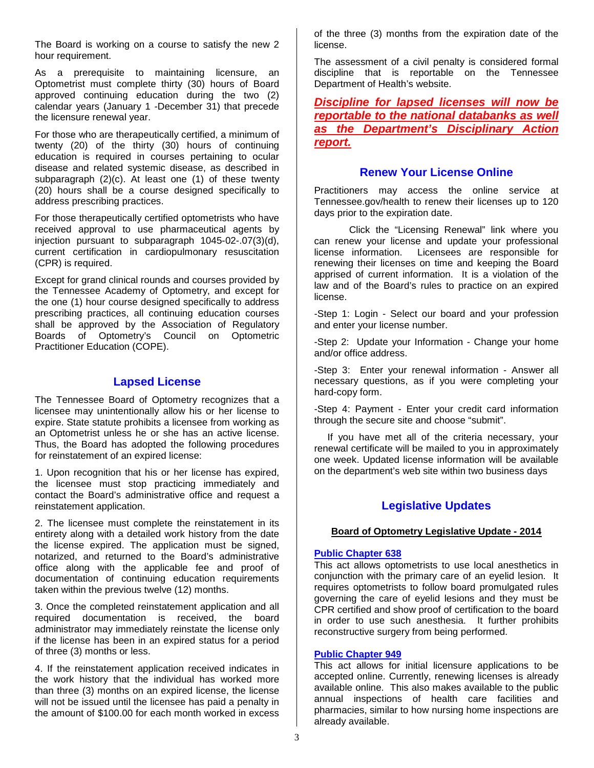The Board is working on a course to satisfy the new 2 hour requirement.

As a prerequisite to maintaining licensure, an Optometrist must complete thirty (30) hours of Board approved continuing education during the two (2) calendar years (January 1 -December 31) that precede the licensure renewal year.

For those who are therapeutically certified, a minimum of twenty (20) of the thirty (30) hours of continuing education is required in courses pertaining to ocular disease and related systemic disease, as described in subparagraph (2)(c). At least one (1) of these twenty (20) hours shall be a course designed specifically to address prescribing practices.

For those therapeutically certified optometrists who have received approval to use pharmaceutical agents by injection pursuant to subparagraph 1045-02-.07(3)(d), current certification in cardiopulmonary resuscitation (CPR) is required.

Except for grand clinical rounds and courses provided by the Tennessee Academy of Optometry, and except for the one (1) hour course designed specifically to address prescribing practices, all continuing education courses shall be approved by the Association of Regulatory Boards of Optometry's Council on Optometric Practitioner Education (COPE).

## Lapsed License

The Tennessee Board of Optometry recognizes that a licensee may unintentionally allow his or her license to expire. State statute prohibits a licensee from working as an Optometrist unless he or she has an active license. Thus, the Board has adopted the following procedures for reinstatement of an expired license:

1. Upon recognition that his or her license has expired, the licensee must stop practicing immediately and contact the Board's administrative office and request a reinstatement application.

2. The licensee must complete the reinstatement in its entirety along with a detailed work history from the date the license expired. The application must be signed, notarized, and returned to the Board's administrative office along with the applicable fee and proof of documentation of continuing education requirements taken within the previous twelve (12) months.

3. Once the completed reinstatement application and all required documentation is received, the board administrator may immediately reinstate the license only if the license has been in an expired status for a period of three (3) months or less.

4. If the reinstatement application received indicates in the work history that the individual has worked more than three (3) months on an expired license, the license will not be issued until the licensee has paid a penalty in the amount of $100.00 for each month worked in excess of the three (3) months from the expiration date of the license.

The assessment of a civil penalty is considered formal discipline that is reportable on the Tennessee Department of Health's website.

***Discipline for lapsed licenses will now be reportable to the national databanks as well as the Department's Disciplinary Action report.***

## Renew Your License Online

Practitioners may access the online service at Tennessee.gov/health to renew their licenses up to 120 days prior to the expiration date.

Click the "Licensing Renewal" link where you can renew your license and update your professional license information. Licensees are responsible for renewing their licenses on time and keeping the Board apprised of current information. It is a violation of the law and of the Board's rules to practice on an expired license.

-Step 1: Login - Select our board and your profession and enter your license number.

-Step 2: Update your Information - Change your home and/or office address.

-Step 3: Enter your renewal information - Answer all necessary questions, as if you were completing your hard-copy form.

-Step 4: Payment - Enter your credit card information through the secure site and choose "submit".

If you have met all of the criteria necessary, your renewal certificate will be mailed to you in approximately one week. Updated license information will be available on the department's web site within two business days

## Legislative Updates

### Board of Optometry Legislative Update - 2014

**Public Chapter 638**

This act allows optometrists to use local anesthetics in conjunction with the primary care of an eyelid lesion. It requires optometrists to follow board promulgated rules governing the care of eyelid lesions and they must be CPR certified and show proof of certification to the board in order to use such anesthesia. It further prohibits reconstructive surgery from being performed.

**Public Chapter 949**

This act allows for initial licensure applications to be accepted online. Currently, renewing licenses is already available online. This also makes available to the public annual inspections of health care facilities and pharmacies, similar to how nursing home inspections are already available.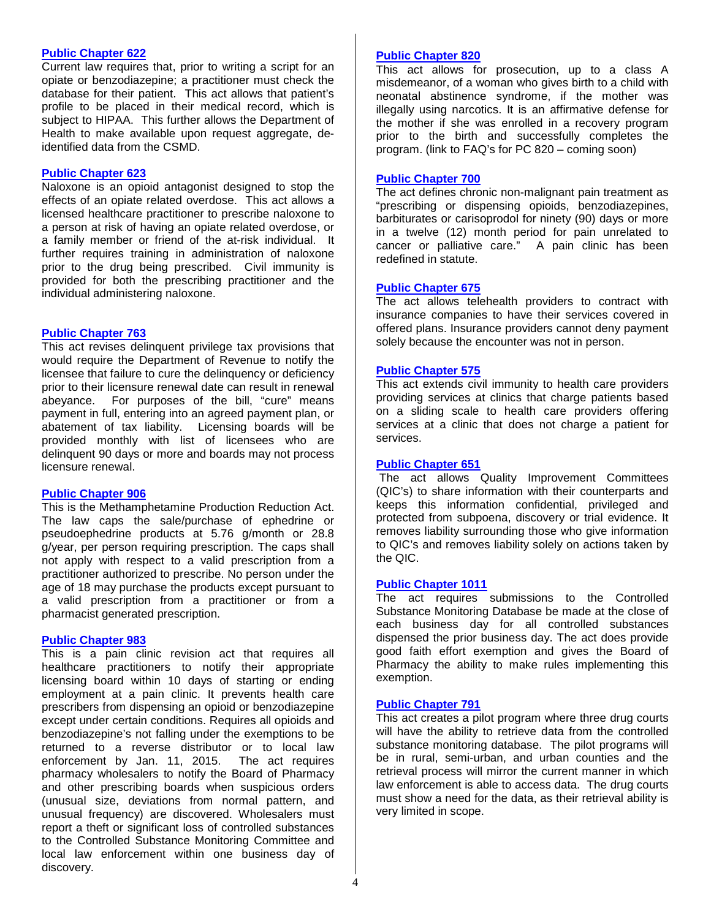### [Public Chapter 622]

Current law requires that, prior to writing a script for an opiate or benzodiazepine; a practitioner must check the database for their patient. This act allows that patient's profile to be placed in their medical record, which is subject to HIPAA. This further allows the Department of Health to make available upon request aggregate, de-identified data from the CSMD.

### [Public Chapter 623]

Naloxone is an opioid antagonist designed to stop the effects of an opiate related overdose. This act allows a licensed healthcare practitioner to prescribe naloxone to a person at risk of having an opiate related overdose, or a family member or friend of the at-risk individual. It further requires training in administration of naloxone prior to the drug being prescribed. Civil immunity is provided for both the prescribing practitioner and the individual administering naloxone.

### [Public Chapter 763]

This act revises delinquent privilege tax provisions that would require the Department of Revenue to notify the licensee that failure to cure the delinquency or deficiency prior to their licensure renewal date can result in renewal abeyance. For purposes of the bill, "cure" means payment in full, entering into an agreed payment plan, or abatement of tax liability. Licensing boards will be provided monthly with list of licensees who are delinquent 90 days or more and boards may not process licensure renewal.

### [Public Chapter 906]

This is the Methamphetamine Production Reduction Act. The law caps the sale/purchase of ephedrine or pseudoephedrine products at 5.76 g/month or 28.8 g/year, per person requiring prescription. The caps shall not apply with respect to a valid prescription from a practitioner authorized to prescribe. No person under the age of 18 may purchase the products except pursuant to a valid prescription from a practitioner or from a pharmacist generated prescription.

### [Public Chapter 983]

This is a pain clinic revision act that requires all healthcare practitioners to notify their appropriate licensing board within 10 days of starting or ending employment at a pain clinic. It prevents health care prescribers from dispensing an opioid or benzodiazepine except under certain conditions. Requires all opioids and benzodiazepine's not falling under the exemptions to be returned to a reverse distributor or to local law enforcement by Jan. 11, 2015. The act requires pharmacy wholesalers to notify the Board of Pharmacy and other prescribing boards when suspicious orders (unusual size, deviations from normal pattern, and unusual frequency) are discovered. Wholesalers must report a theft or significant loss of controlled substances to the Controlled Substance Monitoring Committee and local law enforcement within one business day of discovery.

### [Public Chapter 820]

This act allows for prosecution, up to a class A misdemeanor, of a woman who gives birth to a child with neonatal abstinence syndrome, if the mother was illegally using narcotics. It is an affirmative defense for the mother if she was enrolled in a recovery program prior to the birth and successfully completes the program. (link to FAQ's for PC 820 – coming soon)

### [Public Chapter 700]

The act defines chronic non-malignant pain treatment as "prescribing or dispensing opioids, benzodiazepines, barbiturates or carisoprodol for ninety (90) days or more in a twelve (12) month period for pain unrelated to cancer or palliative care." A pain clinic has been redefined in statute.

### [Public Chapter 675]

The act allows telehealth providers to contract with insurance companies to have their services covered in offered plans. Insurance providers cannot deny payment solely because the encounter was not in person.

### [Public Chapter 575]

This act extends civil immunity to health care providers providing services at clinics that charge patients based on a sliding scale to health care providers offering services at a clinic that does not charge a patient for services.

### [Public Chapter 651]

The act allows Quality Improvement Committees (QIC's) to share information with their counterparts and keeps this information confidential, privileged and protected from subpoena, discovery or trial evidence. It removes liability surrounding those who give information to QIC's and removes liability solely on actions taken by the QIC.

### [Public Chapter 1011]

The act requires submissions to the Controlled Substance Monitoring Database be made at the close of each business day for all controlled substances dispensed the prior business day. The act does provide good faith effort exemption and gives the Board of Pharmacy the ability to make rules implementing this exemption.

### [Public Chapter 791]

This act creates a pilot program where three drug courts will have the ability to retrieve data from the controlled substance monitoring database. The pilot programs will be in rural, semi-urban, and urban counties and the retrieval process will mirror the current manner in which law enforcement is able to access data. The drug courts must show a need for the data, as their retrieval ability is very limited in scope.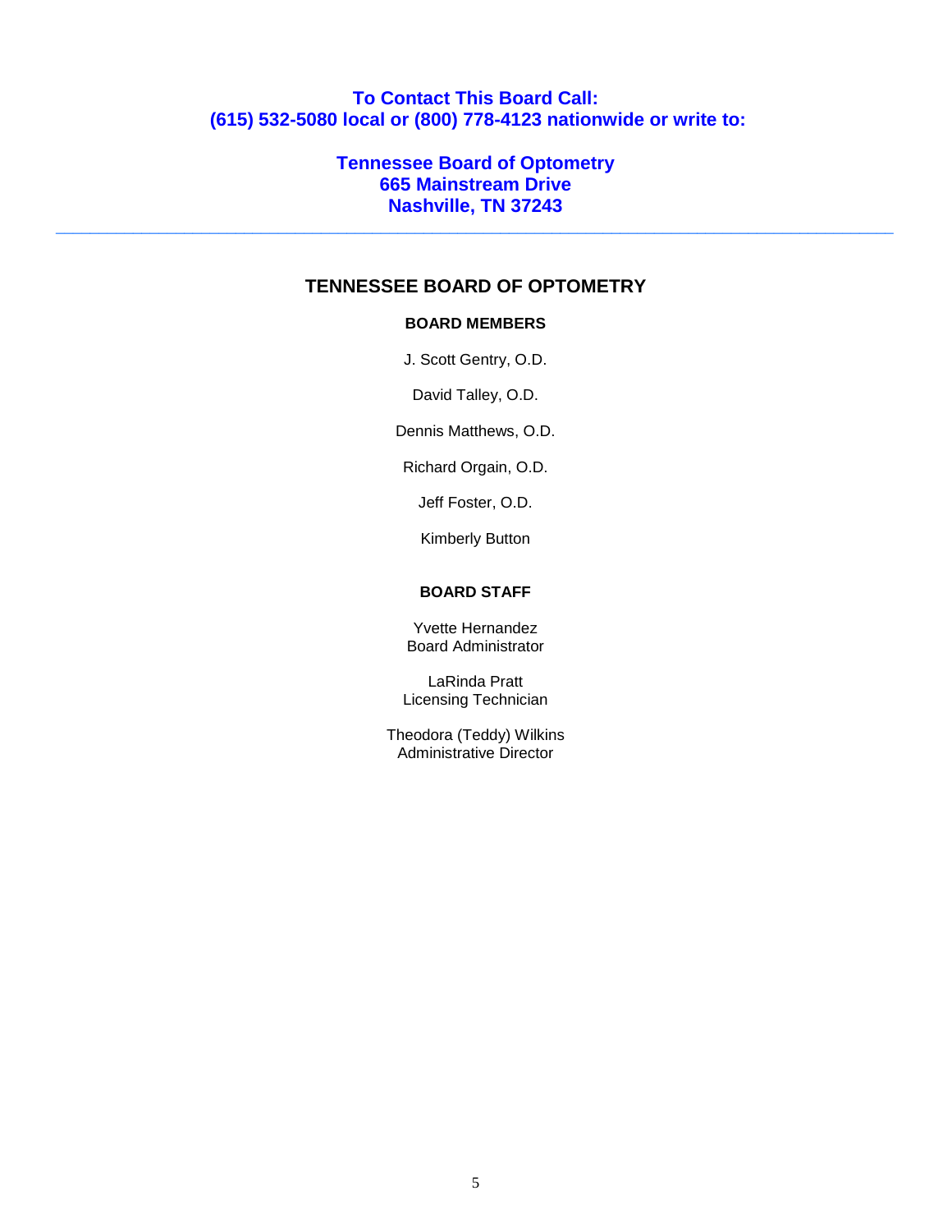**To Contact This Board Call:**
**(615) 532-5080 local or (800) 778-4123 nationwide or write to:**

**Tennessee Board of Optometry**
**665 Mainstream Drive**
**Nashville, TN 37243**

---

# TENNESSEE BOARD OF OPTOMETRY

## BOARD MEMBERS

J. Scott Gentry, O.D.

David Talley, O.D.

Dennis Matthews, O.D.

Richard Orgain, O.D.

Jeff Foster, O.D.

Kimberly Button

## BOARD STAFF

Yvette Hernandez
Board Administrator

LaRinda Pratt
Licensing Technician

Theodora (Teddy) Wilkins
Administrative Director